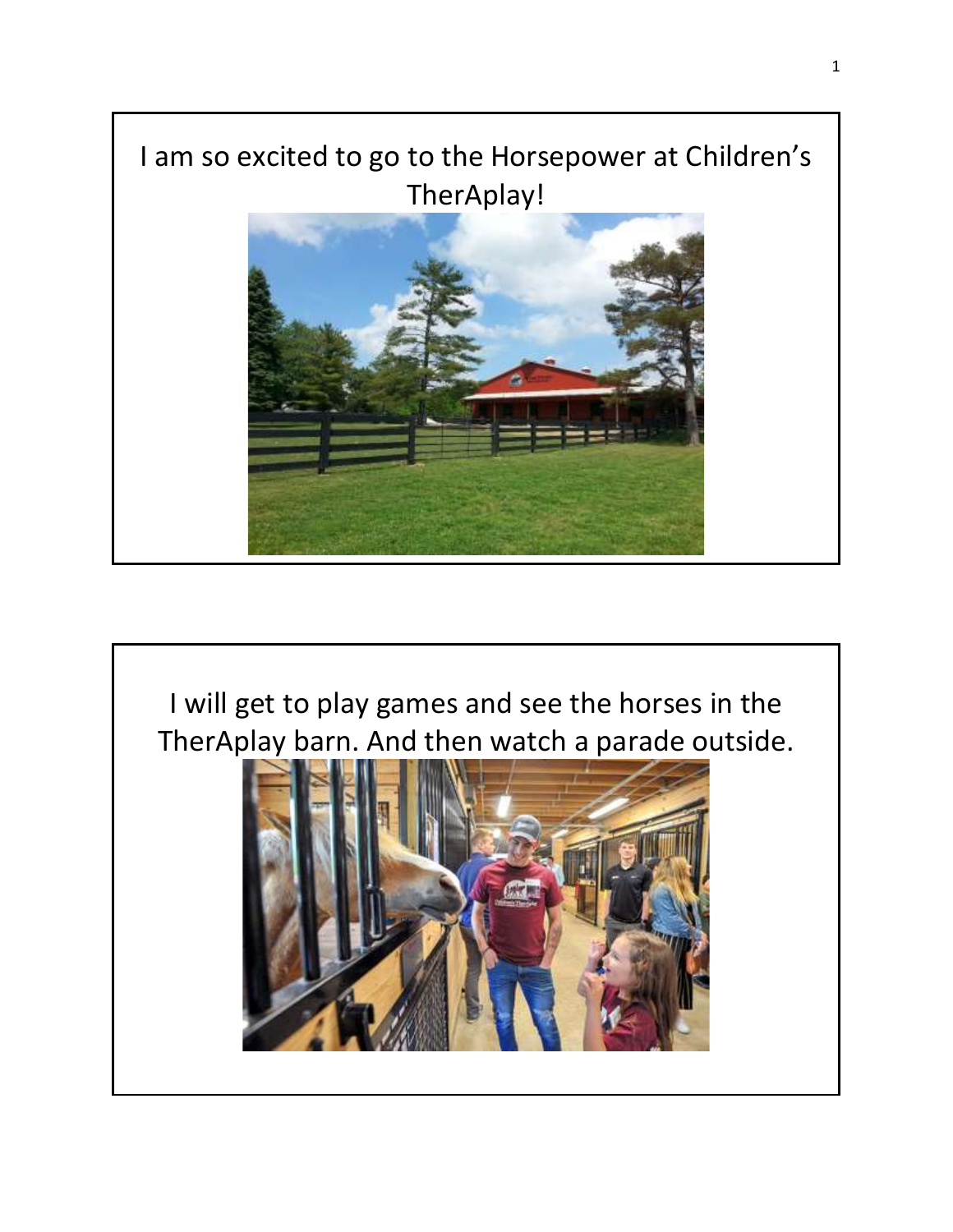I am so excited to go to the Horsepower at Children's TherAplay!

I will get to play games and see the horses in the TherAplay barn. And then watch a parade outside.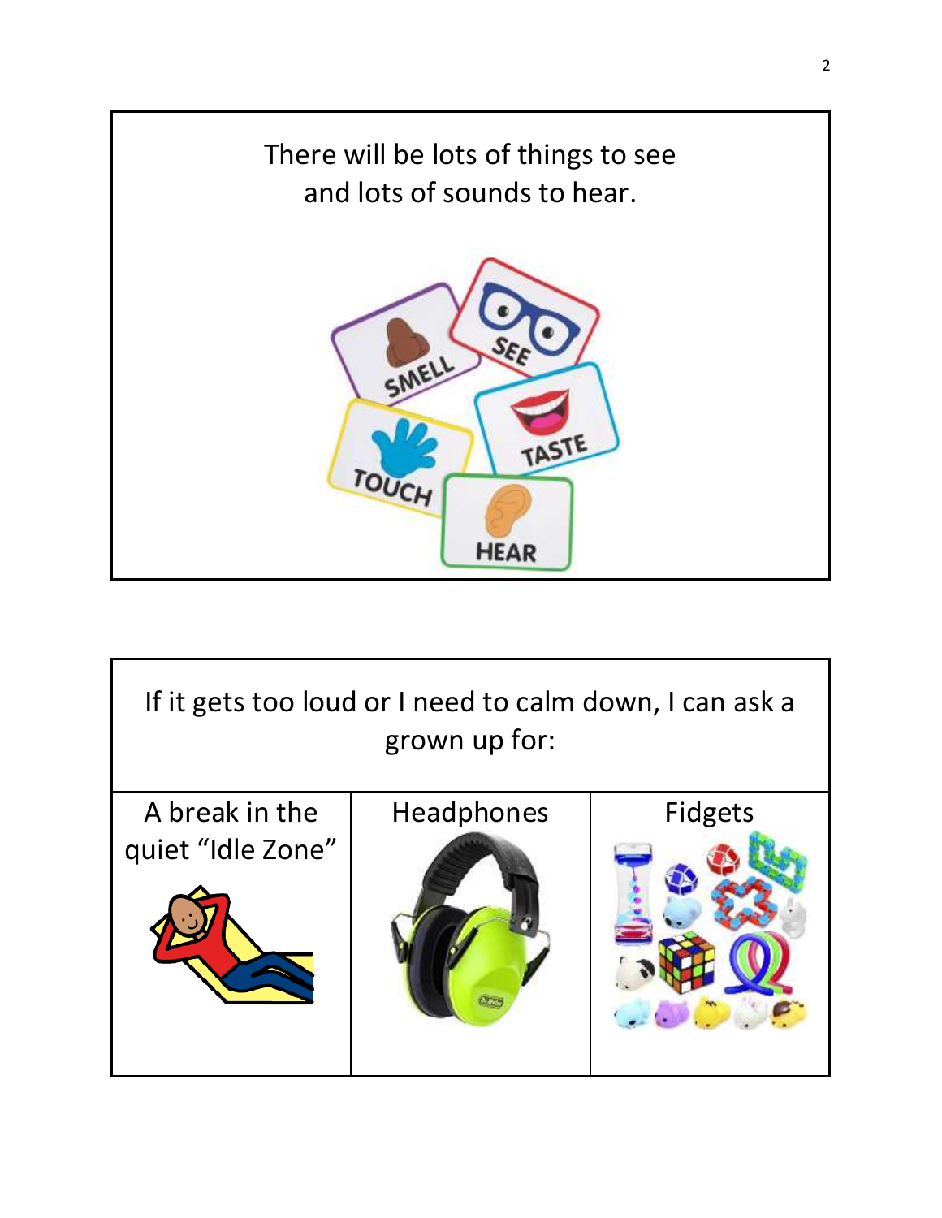There will be lots of things to see and lots of sounds to hear.

| If it gets too loud or I need to calm down, I can ask a grown up for: | | |
|---|---|---|
| A break in the quiet "Idle Zone" | Headphones | Fidgets |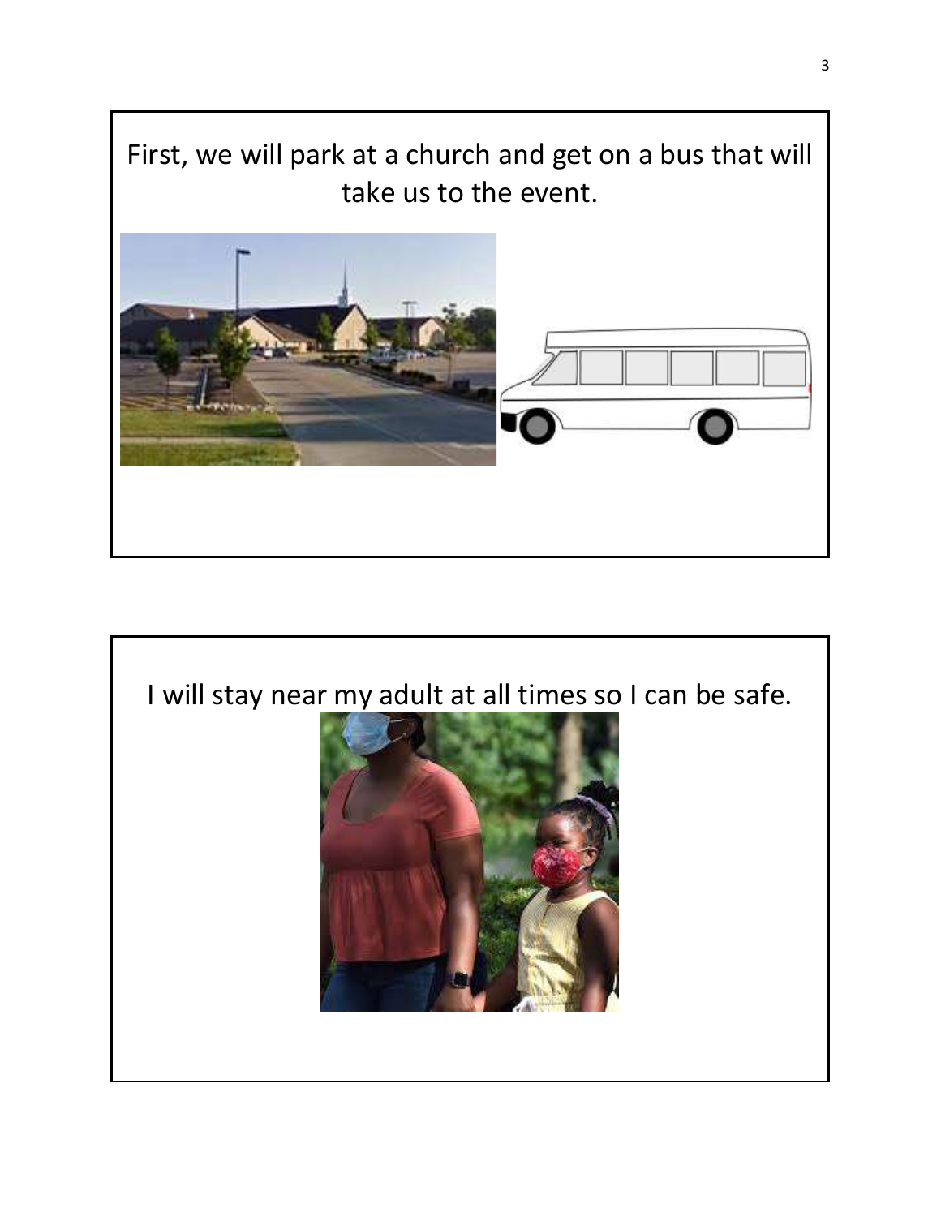First, we will park at a church and get on a bus that will take us to the event.

I will stay near my adult at all times so I can be safe.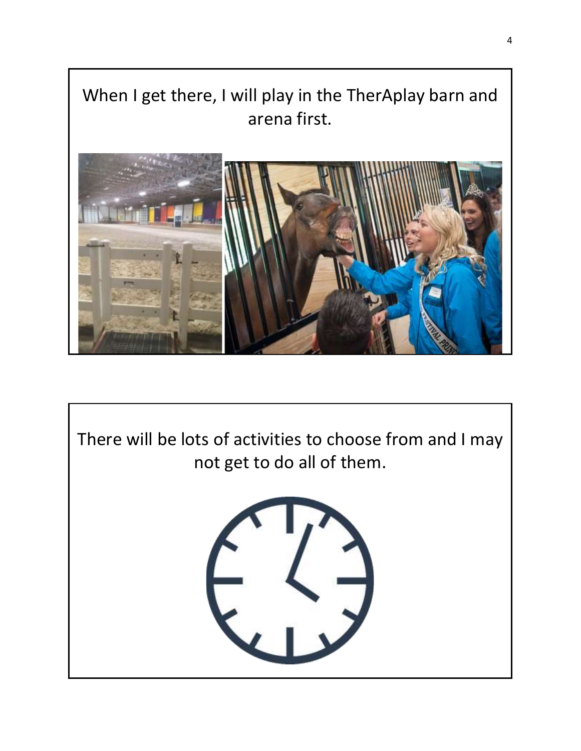When I get there, I will play in the TherAplay barn and arena first.

There will be lots of activities to choose from and I may not get to do all of them.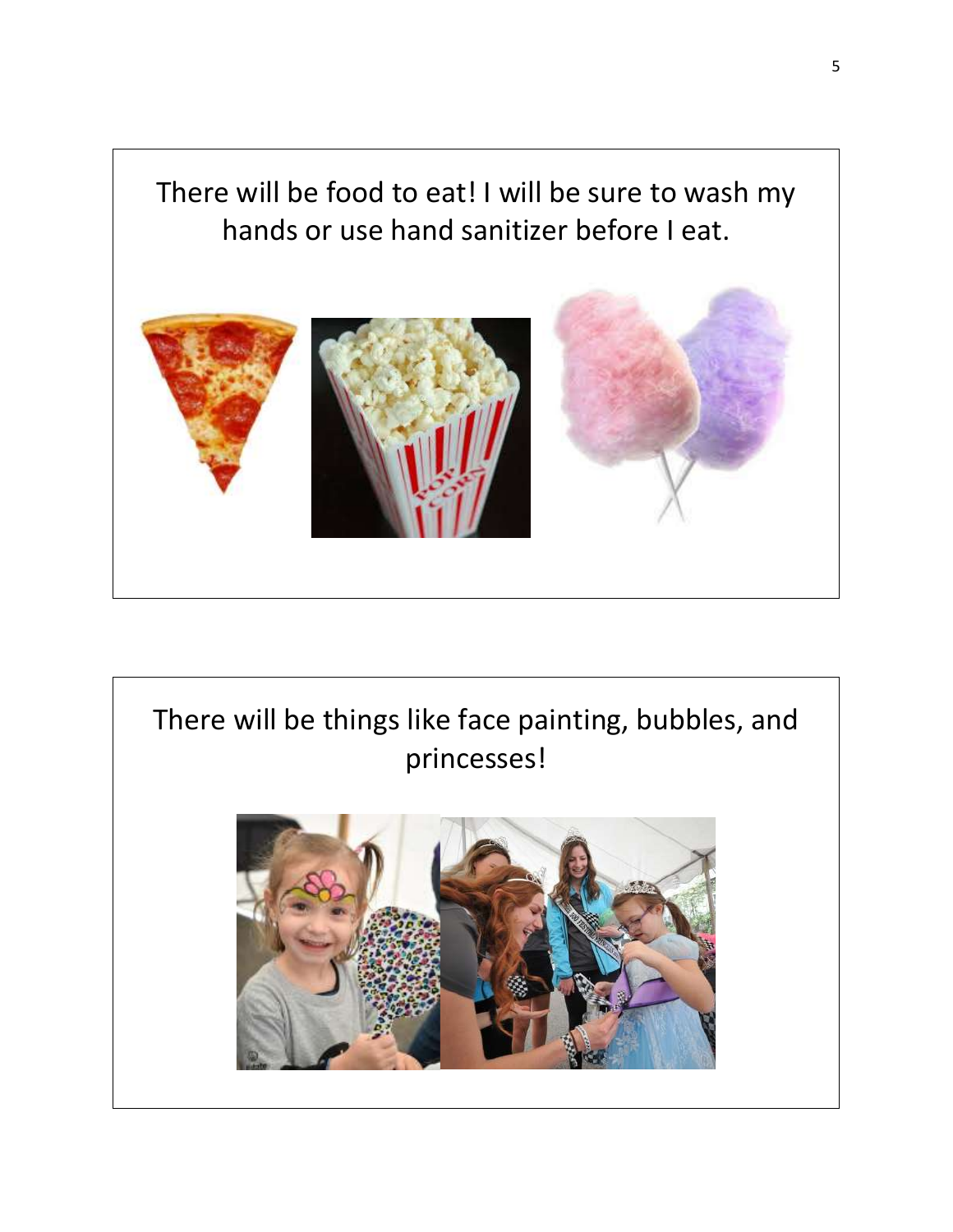There will be food to eat! I will be sure to wash my hands or use hand sanitizer before I eat.

There will be things like face painting, bubbles, and princesses!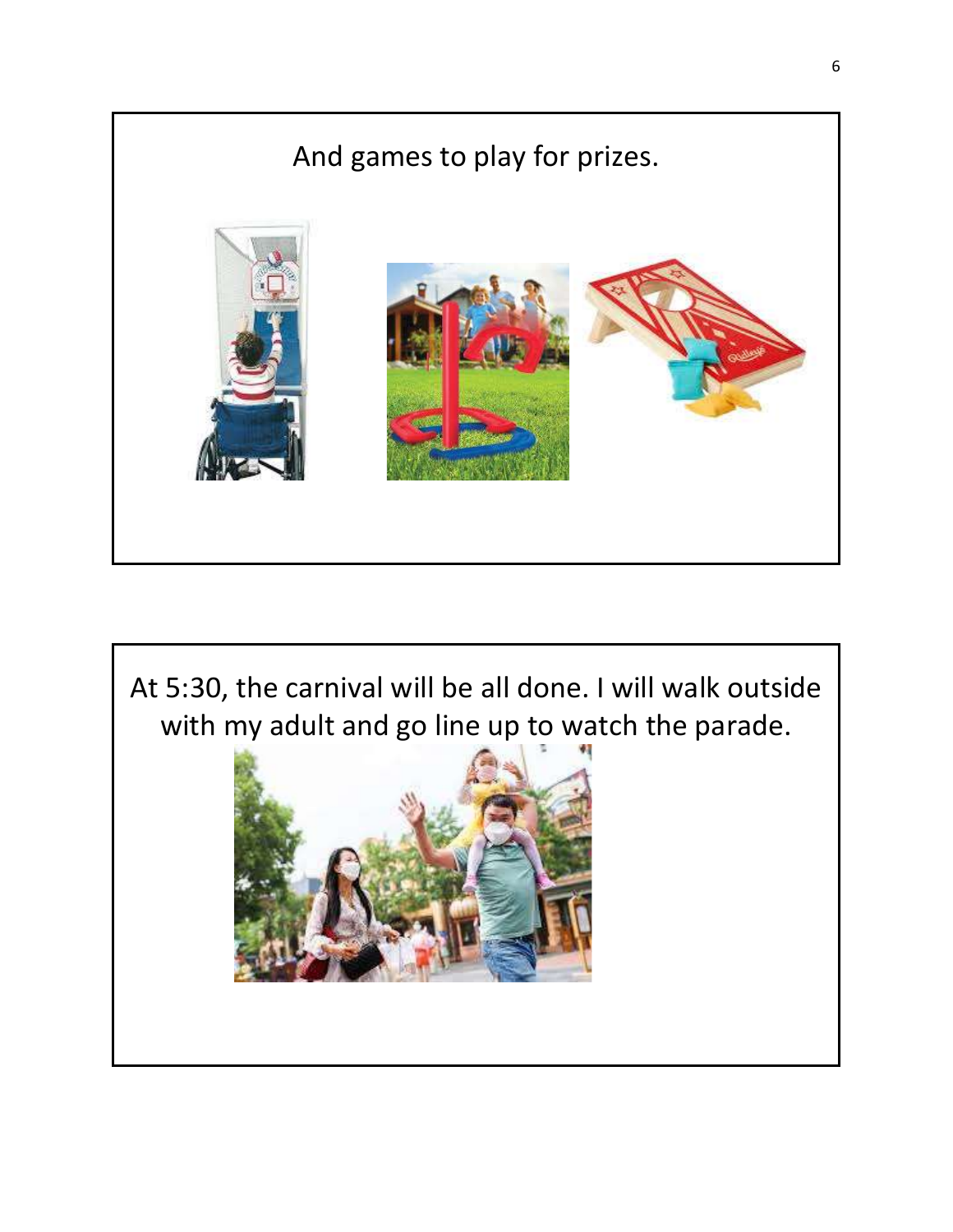And games to play for prizes.

At 5:30, the carnival will be all done. I will walk outside with my adult and go line up to watch the parade.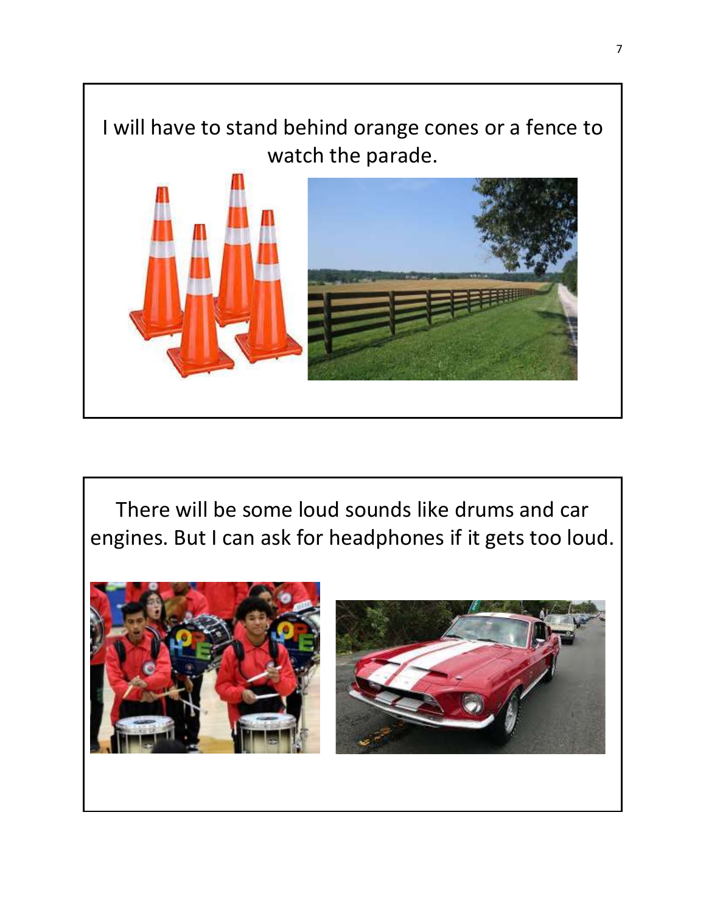I will have to stand behind orange cones or a fence to watch the parade.

There will be some loud sounds like drums and car engines. But I can ask for headphones if it gets too loud.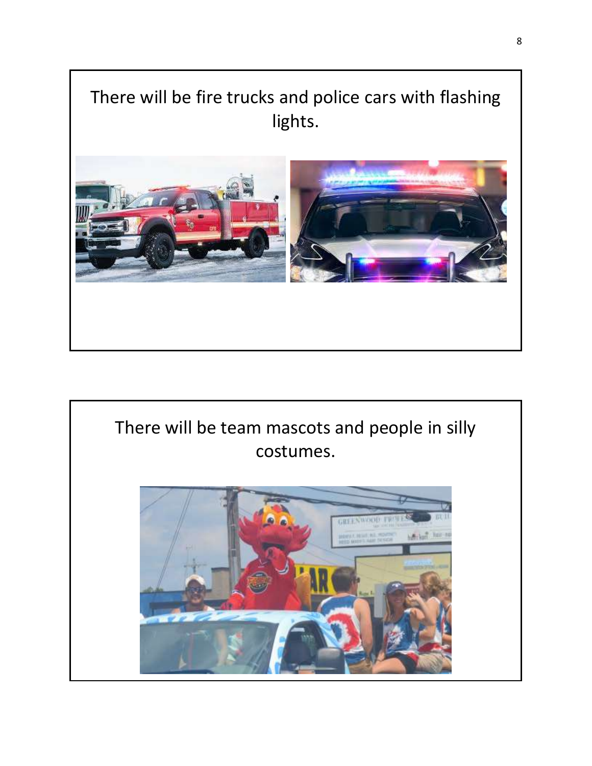There will be fire trucks and police cars with flashing lights.

There will be team mascots and people in silly costumes.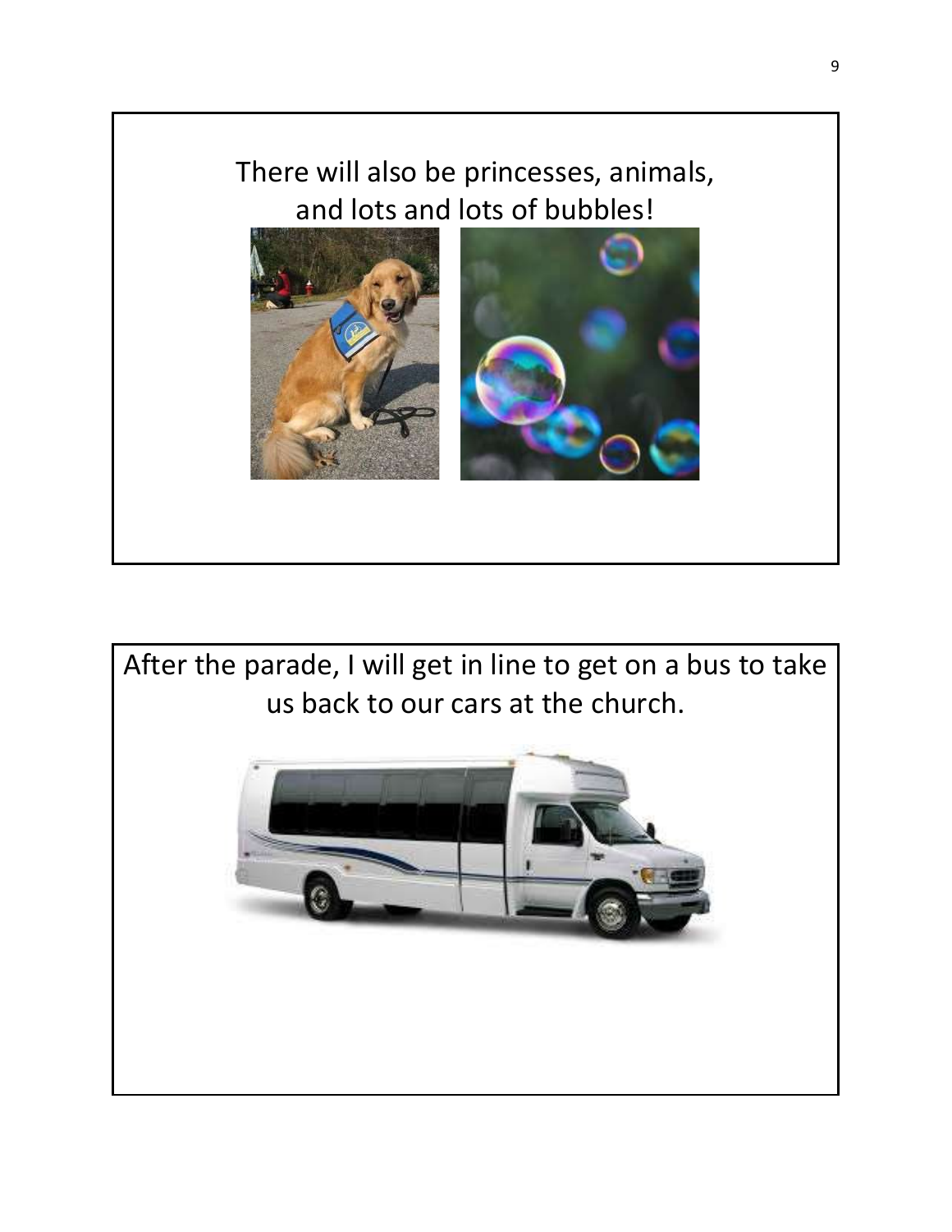There will also be princesses, animals, and lots and lots of bubbles!

After the parade, I will get in line to get on a bus to take us back to our cars at the church.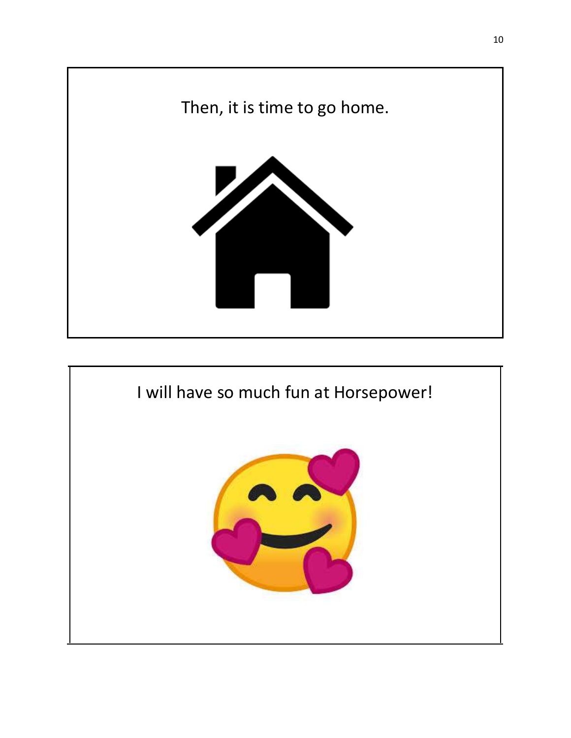Then, it is time to go home.

I will have so much fun at Horsepower!